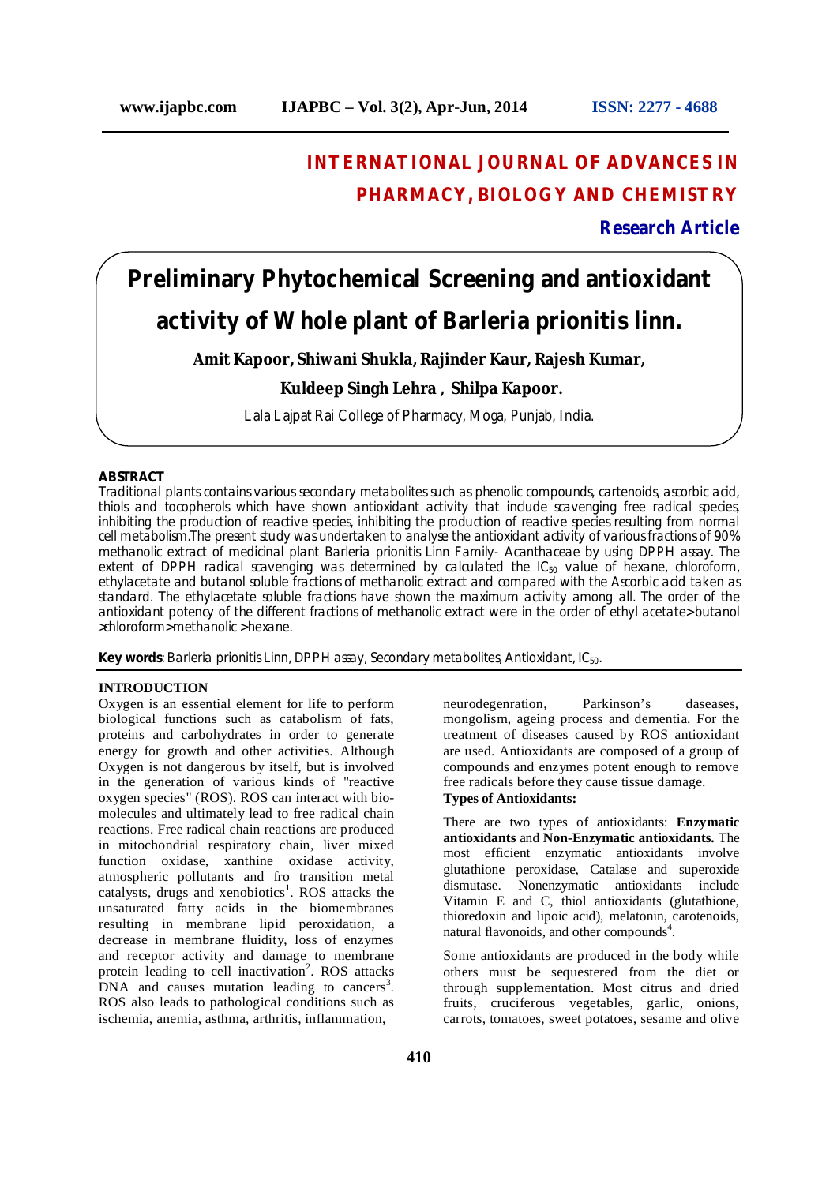# INTERNATIONAL JOURNAL OF ADVANCES IN PHARMACY, BIOLOGY AND CHEMISTRY

**Research Article**

# Preliminary Phytochemical Screening and antioxidant activity of Whole plant of Barleria prionitis linn.

**Amit Kapoor, Shiwani Shukla, Rajinder Kaur, Rajesh Kumar, Kuldeep Singh Lehra , Shilpa Kapoor.**

Lala Lajpat Rai College of Pharmacy, Moga, Punjab, India.

## ABSTRACT

Traditional plants contains various secondary metabolites such as phenolic compounds, cartenoids, ascorbic acid, thiols and tocopherols which have shown antioxidant activity that include scavenging free radical species, inhibiting the production of reactive species, inhibiting the production of reactive species resulting from normal cell metabolism.The present study was undertaken to analyse the antioxidant activity of various fractions of 90% methanolic extract of medicinal plant Barleria prionitis Linn Family- Acanthaceae by using DPPH assay. The extent of DPPH radical scavenging was determined by calculated the $IC_{50}$ value of hexane, chloroform, ethylacetate and butanol soluble fractions of methanolic extract and compared with the Ascorbic acid taken as standard. The ethylacetate soluble fractions have shown the maximum activity among all. The order of the antioxidant potency of the different fractions of methanolic extract were in the order of ethyl acetate>butanol >chloroform>methanolic >hexane.

**Key words**: Barleria prionitis Linn, DPPH assay, Secondary metabolites, Antioxidant, $IC_{50}$.

## INTRODUCTION

Oxygen is an essential element for life to perform biological functions such as catabolism of fats, proteins and carbohydrates in order to generate energy for growth and other activities. Although Oxygen is not dangerous by itself, but is involved in the generation of various kinds of "reactive oxygen species" (ROS). ROS can interact with bio-molecules and ultimately lead to free radical chain reactions. Free radical chain reactions are produced in mitochondrial respiratory chain, liver mixed function oxidase, xanthine oxidase activity, atmospheric pollutants and fro transition metal catalysts, drugs and xenobiotics[1]. ROS attacks the unsaturated fatty acids in the biomembranes resulting in membrane lipid peroxidation, a decrease in membrane fluidity, loss of enzymes and receptor activity and damage to membrane protein leading to cell inactivation[2]. ROS attacks DNA and causes mutation leading to cancers[3]. ROS also leads to pathological conditions such as ischemia, anemia, asthma, arthritis, inflammation, neurodegenration, Parkinson's daseases, mongolism, ageing process and dementia. For the treatment of diseases caused by ROS antioxidant are used. Antioxidants are composed of a group of compounds and enzymes potent enough to remove free radicals before they cause tissue damage.

**Types of Antioxidants:**

There are two types of antioxidants: **Enzymatic antioxidants** and **Non-Enzymatic antioxidants.** The most efficient enzymatic antioxidants involve glutathione peroxidase, Catalase and superoxide dismutase. Nonenzymatic antioxidants include Vitamin E and C, thiol antioxidants (glutathione, thioredoxin and lipoic acid), melatonin, carotenoids, natural flavonoids, and other compounds[4].

Some antioxidants are produced in the body while others must be sequestered from the diet or through supplementation. Most citrus and dried fruits, cruciferous vegetables, garlic, onions, carrots, tomatoes, sweet potatoes, sesame and olive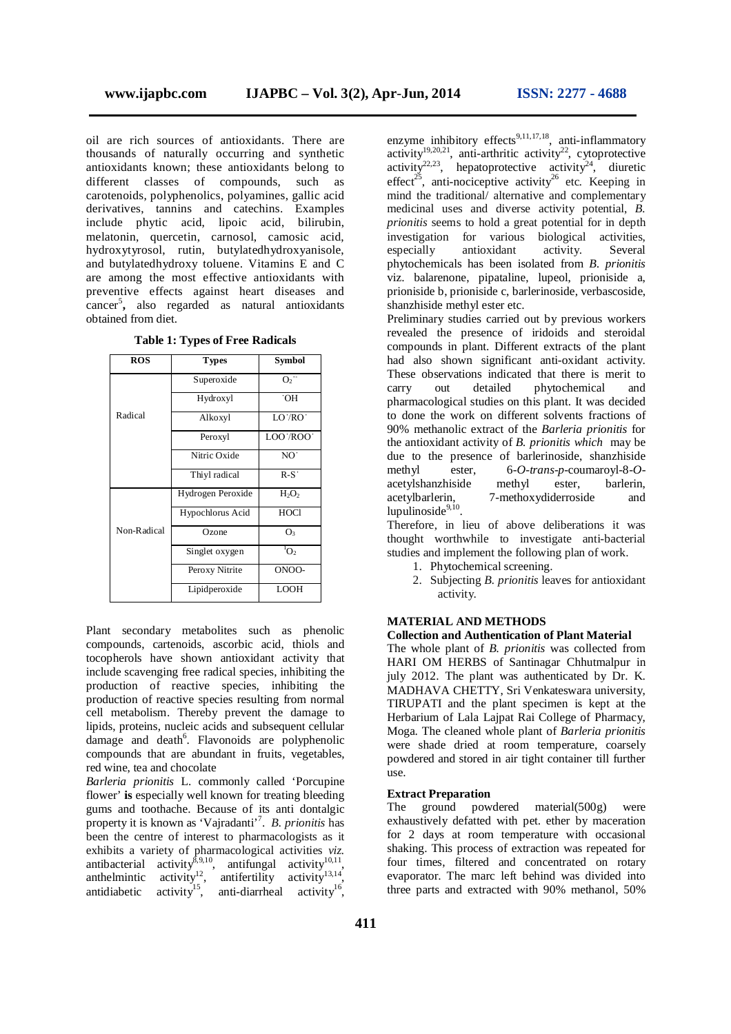oil are rich sources of antioxidants. There are thousands of naturally occurring and synthetic antioxidants known; these antioxidants belong to different classes of compounds, such as carotenoids, polyphenolics, polyamines, gallic acid derivatives, tannins and catechins. Examples include phytic acid, lipoic acid, bilirubin, melatonin, quercetin, carnosol, camosic acid, hydroxytyrosol, rutin, butylatedhydroxyanisole, and butylatedhydroxy toluene. Vitamins E and C are among the most effective antioxidants with preventive effects against heart diseases and cancer[5], also regarded as natural antioxidants obtained from diet.

**Table 1: Types of Free Radicals**

| ROS | Types | Symbol |
|---|---|---|
| Radical | Superoxide | $O_2^{\cdot-}$ |
| | Hydroxyl | $^{\cdot}OH$ |
| | Alkoxyl | $LO^{\cdot}/RO^{\cdot}$ |
| | Peroxyl | $LOO^{\cdot}/ROO^{\cdot}$ |
| | Nitric Oxide | $NO^{\cdot}$ |
| | Thiyl radical | $R\text{-}S^{\cdot}$ |
| Non-Radical | Hydrogen Peroxide | $H_2O_2$ |
| | Hypochlorus Acid | HOCl |
| | Ozone | $O_3$ |
| | Singlet oxygen | $^1O_2$ |
| | Peroxy Nitrite | ONOO- |
| | Lipidperoxide | LOOH |

Plant secondary metabolites such as phenolic compounds, cartenoids, ascorbic acid, thiols and tocopherols have shown antioxidant activity that include scavenging free radical species, inhibiting the production of reactive species, inhibiting the production of reactive species resulting from normal cell metabolism. Thereby prevent the damage to lipids, proteins, nucleic acids and subsequent cellular damage and death[6]. Flavonoids are polyphenolic compounds that are abundant in fruits, vegetables, red wine, tea and chocolate

*Barleria prionitis* L. commonly called 'Porcupine flower' **is** especially well known for treating bleeding gums and toothache. Because of its anti dontalgic property it is known as 'Vajradanti'[7]. *B. prionitis* has been the centre of interest to pharmacologists as it exhibits a variety of pharmacological activities *viz.* antibacterial activity[8,9,10], antifungal activity[10,11], anthelmintic activity[12], antifertility activity[13,14], antidiabetic activity[15], anti-diarrheal activity[16], enzyme inhibitory effects[9,11,17,18], anti-inflammatory activity[19,20,21], anti-arthritic activity[22], cytoprotective activity[22,23], hepatoprotective activity[24], diuretic effect[25], anti-nociceptive activity[26] etc. Keeping in mind the traditional/ alternative and complementary medicinal uses and diverse activity potential, *B. prionitis* seems to hold a great potential for in depth investigation for various biological activities, especially antioxidant activity. Several phytochemicals has been isolated from *B. prionitis* viz. balarenone, pipataline, lupeol, prioniside a, prioniside b, prioniside c, barlerinoside, verbascoside, shanzhiside methyl ester etc.

Preliminary studies carried out by previous workers revealed the presence of iridoids and steroidal compounds in plant. Different extracts of the plant had also shown significant anti-oxidant activity. These observations indicated that there is merit to carry out detailed phytochemical and pharmacological studies on this plant. It was decided to done the work on different solvents fractions of 90% methanolic extract of the *Barleria prionitis* for the antioxidant activity of *B. prionitis which* may be due to the presence of barlerinoside, shanzhiside methyl ester, 6-*O*-*trans*-*p*-coumaroyl-8-*O*-acetylshanzhiside methyl ester, barlerin, acetylbarlerin, 7-methoxydiderroside and lupulinoside[9,10].

Therefore, in lieu of above deliberations it was thought worthwhile to investigate anti-bacterial studies and implement the following plan of work.

1. Phytochemical screening.
2. Subjecting *B. prionitis* leaves for antioxidant activity.

## MATERIAL AND METHODS

### Collection and Authentication of Plant Material

The whole plant of *B. prionitis* was collected from HARI OM HERBS of Santinagar Chhutmalpur in july 2012. The plant was authenticated by Dr. K. MADHAVA CHETTY, Sri Venkateswara university, TIRUPATI and the plant specimen is kept at the Herbarium of Lala Lajpat Rai College of Pharmacy, Moga. The cleaned whole plant of *Barleria prionitis* were shade dried at room temperature, coarsely powdered and stored in air tight container till further use.

### Extract Preparation

The ground powdered material(500g) were exhaustively defatted with pet. ether by maceration for 2 days at room temperature with occasional shaking. This process of extraction was repeated for four times, filtered and concentrated on rotary evaporator. The marc left behind was divided into three parts and extracted with 90% methanol, 50%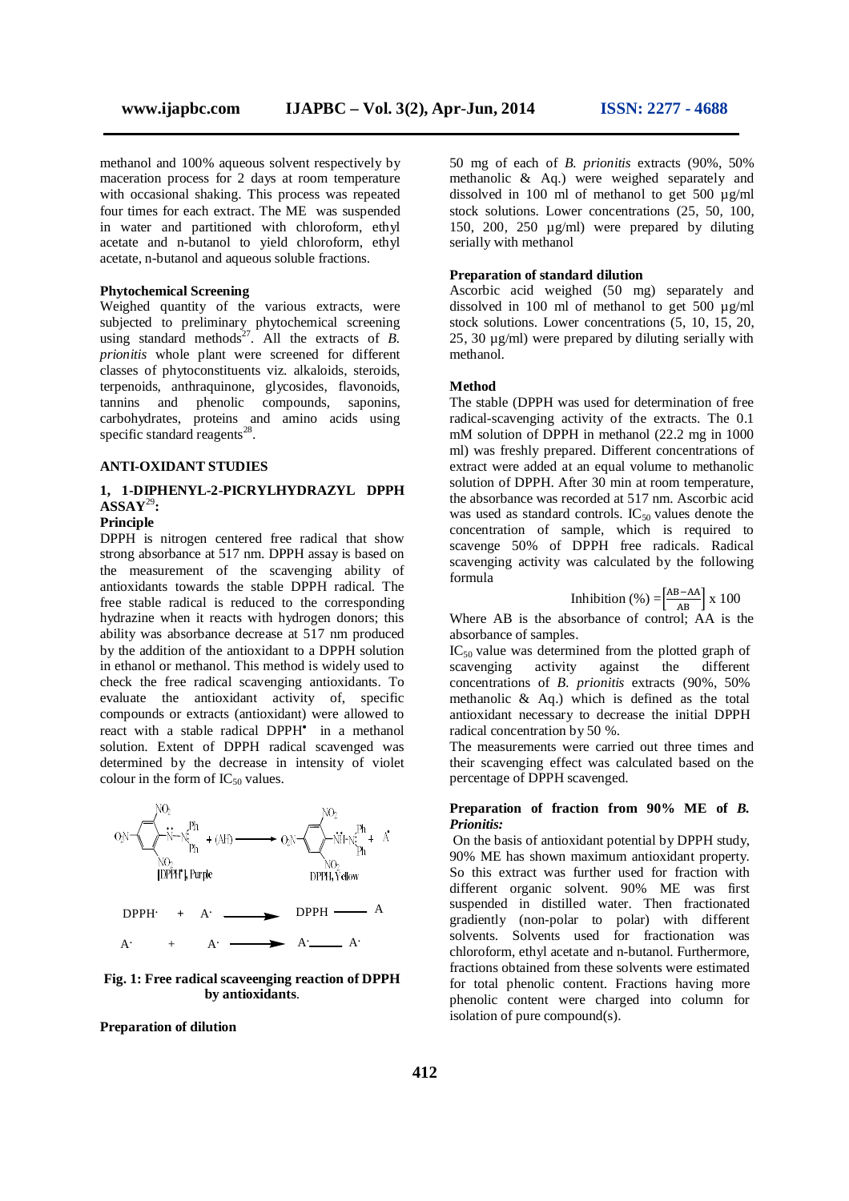methanol and 100% aqueous solvent respectively by maceration process for 2 days at room temperature with occasional shaking. This process was repeated four times for each extract. The ME was suspended in water and partitioned with chloroform, ethyl acetate and n-butanol to yield chloroform, ethyl acetate, n-butanol and aqueous soluble fractions.

### Phytochemical Screening

Weighed quantity of the various extracts, were subjected to preliminary phytochemical screening using standard methods[27]. All the extracts of *B. prionitis* whole plant were screened for different classes of phytoconstituents viz. alkaloids, steroids, terpenoids, anthraquinone, glycosides, flavonoids, tannins and phenolic compounds, saponins, carbohydrates, proteins and amino acids using specific standard reagents[28].

## ANTI-OXIDANT STUDIES

### 1, 1-DIPHENYL-2-PICRYLHYDRAZYL DPPH ASSAY[29]:

**Principle**

DPPH is nitrogen centered free radical that show strong absorbance at 517 nm. DPPH assay is based on the measurement of the scavenging ability of antioxidants towards the stable DPPH radical. The free stable radical is reduced to the corresponding hydrazine when it reacts with hydrogen donors; this ability was absorbance decrease at 517 nm produced by the addition of the antioxidant to a DPPH solution in ethanol or methanol. This method is widely used to check the free radical scavenging antioxidants. To evaluate the antioxidant activity of, specific compounds or extracts (antioxidant) were allowed to react with a stable radical DPPH• in a methanol solution. Extent of DPPH radical scavenged was determined by the decrease in intensity of violet colour in the form of $IC_{50}$ values.

$$\text{DPPH}^{\cdot} + \text{A}^{\cdot} \longrightarrow \text{DPPH} — \text{A}$$

$$\text{A}^{\cdot} + \text{A}^{\cdot} \longrightarrow \text{A}^{\cdot} — \text{A}^{\cdot}$$

**Fig. 1: Free radical scaveenging reaction of DPPH by antioxidants.**

**Preparation of dilution**

50 mg of each of *B. prionitis* extracts (90%, 50% methanolic & Aq.) were weighed separately and dissolved in 100 ml of methanol to get 500 µg/ml stock solutions. Lower concentrations (25, 50, 100, 150, 200, 250 µg/ml) were prepared by diluting serially with methanol

**Preparation of standard dilution**

Ascorbic acid weighed (50 mg) separately and dissolved in 100 ml of methanol to get 500 µg/ml stock solutions. Lower concentrations (5, 10, 15, 20, 25, 30 µg/ml) were prepared by diluting serially with methanol.

**Method**

The stable (DPPH was used for determination of free radical-scavenging activity of the extracts. The 0.1 mM solution of DPPH in methanol (22.2 mg in 1000 ml) was freshly prepared. Different concentrations of extract were added at an equal volume to methanolic solution of DPPH. After 30 min at room temperature, the absorbance was recorded at 517 nm. Ascorbic acid was used as standard controls. $IC_{50}$ values denote the concentration of sample, which is required to scavenge 50% of DPPH free radicals. Radical scavenging activity was calculated by the following formula

$$\text{Inhibition (\%)} = \left[\frac{AB - AA}{AB}\right] \times 100$$

Where AB is the absorbance of control; AA is the absorbance of samples.

$IC_{50}$ value was determined from the plotted graph of scavenging activity against the different concentrations of *B. prionitis* extracts (90%, 50% methanolic & Aq.) which is defined as the total antioxidant necessary to decrease the initial DPPH radical concentration by 50 %.

The measurements were carried out three times and their scavenging effect was calculated based on the percentage of DPPH scavenged.

**Preparation of fraction from 90% ME of *B. Prionitis:***

On the basis of antioxidant potential by DPPH study, 90% ME has shown maximum antioxidant property. So this extract was further used for fraction with different organic solvent. 90% ME was first suspended in distilled water. Then fractionated gradiently (non-polar to polar) with different solvents. Solvents used for fractionation was chloroform, ethyl acetate and n-butanol. Furthermore, fractions obtained from these solvents were estimated for total phenolic content. Fractions having more phenolic content were charged into column for isolation of pure compound(s).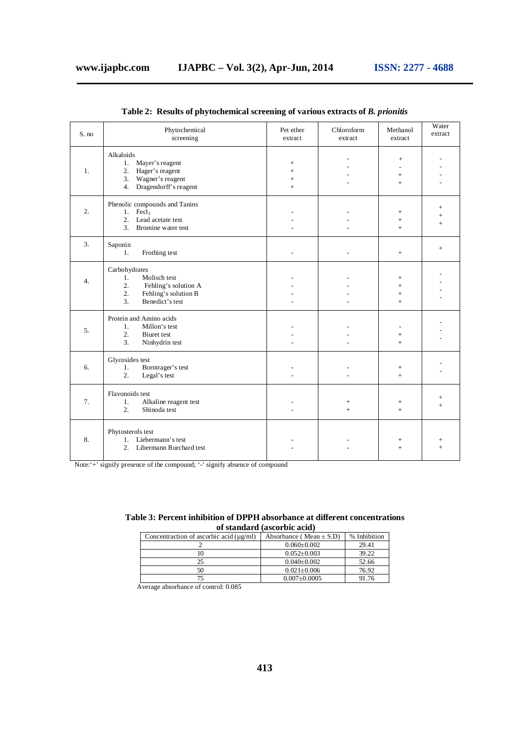**Table 2: Results of phytochemical screening of various extracts of *B. prionitis***

| S. no | Phytochemical screening | Pet ether extract | Chloroform extract | Methanol extract | Water extract |
|---|---|---|---|---|---|
| 1. | Alkaloids | | | | |
| | 1. Mayer's reagent | + | - | + | - |
| | 2. Hager's reagent | + | - | - | - |
| | 3. Wagner's reagent | + | - | + | - |
| | 4. Dragendorff's reagent | + | - | + | - |
| 2. | Phenolic compounds and Tanins | | | | |
| | 1. $Fecl_3$ | - | - | + | + |
| | 2. Lead acetate test | - | - | + | + |
| | 3. Bromine water test | - | - | + | + |
| 3. | Saponin | | | | |
| | 1. Frothing test | - | - | + | + |
| 4. | Carbohydrates | | | | |
| | 1. Molisch test | - | - | + | - |
| | 2. Fehling's solution A | - | - | + | - |
| | 2. Fehling's solution B | - | - | + | - |
| | 3. Benedict's test | - | - | + | - |
| 5. | Protein and Amino acids | | | | |
| | 1. Millon's test | - | - | - | - |
| | 2. Biuret test | - | - | + | - |
| | 3. Ninhydrin test | - | - | + | - |
| 6. | Glycosides test | | | | |
| | 1. Borntrager's test | - | - | + | - |
| | 2. Legal's test | - | - | + | - |
| 7. | Flavonoids test | | | | |
| | 1. Alkaline reagent test | - | + | + | + |
| | 2. Shinoda test | - | + | + | + |
| 8. | Phytosterols test | | | | |
| | 1. Liebermann's test | - | - | + | + |
| | 2. Libermann Burchard test | - | - | + | + |

Note:'+' signify presence of the compound; '-' signify absence of compound

**Table 3: Percent inhibition of DPPH absorbance at different concentrations of standard (ascorbic acid)**

| Concentraction of ascorbic acid (μg/ml) | Absorbance ( Mean ± S.D) | % Inhibition |
|---|---|---|
| 2 | 0.060±0.002 | 29.41 |
| 10 | 0.052±0.003 | 39.22 |
| 25 | 0.040±0.002 | 52.66 |
| 50 | 0.021±0.006 | 76.92 |
| 75 | 0.007±0.0005 | 91.76 |

Average absorbance of control: 0.085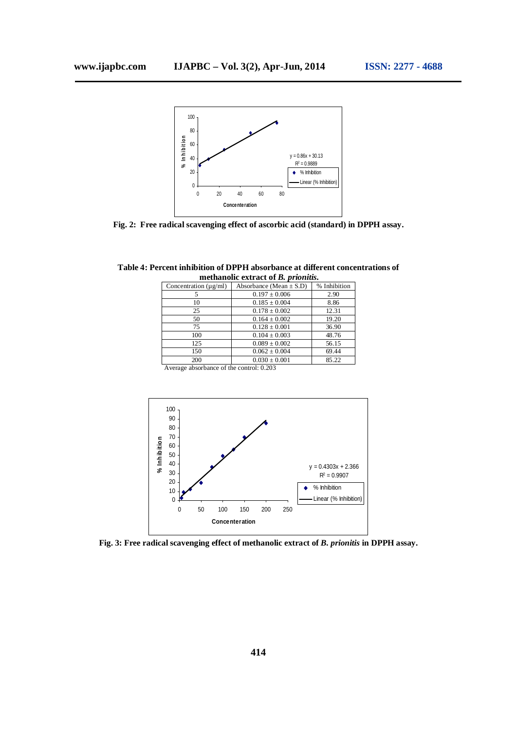**Fig. 2: Free radical scavenging effect of ascorbic acid (standard) in DPPH assay.**

**Table 4: Percent inhibition of DPPH absorbance at different concentrations of methanolic extract of *B. prionitis*.**

| Concentration (μg/ml) | Absorbance (Mean ± S.D) | % Inhibition |
|---|---|---|
| 5 | 0.197 ± 0.006 | 2.90 |
| 10 | 0.185 ± 0.004 | 8.86 |
| 25 | 0.178 ± 0.002 | 12.31 |
| 50 | 0.164 ± 0.002 | 19.20 |
| 75 | 0.128 ± 0.001 | 36.90 |
| 100 | 0.104 ± 0.003 | 48.76 |
| 125 | 0.089 ± 0.002 | 56.15 |
| 150 | 0.062 ± 0.004 | 69.44 |
| 200 | 0.030 ± 0.001 | 85.22 |

Average absorbance of the control: 0.203

**Fig. 3: Free radical scavenging effect of methanolic extract of *B. prionitis* in DPPH assay.**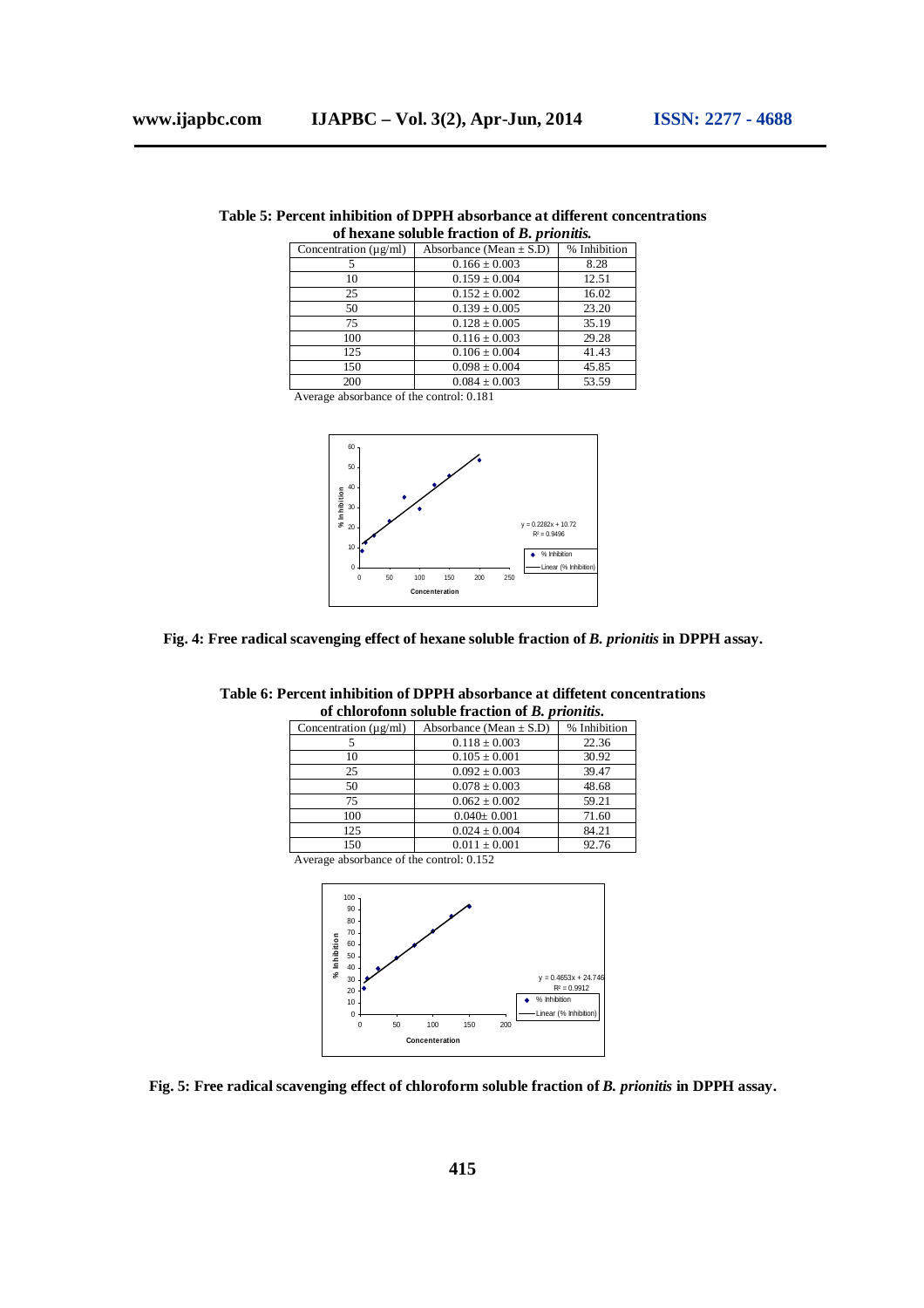**Table 5: Percent inhibition of DPPH absorbance at different concentrations of hexane soluble fraction of *B. prionitis.***

| Concentration (µg/ml) | Absorbance (Mean ± S.D) | % Inhibition |
|---|---|---|
| 5 | 0.166 ± 0.003 | 8.28 |
| 10 | 0.159 ± 0.004 | 12.51 |
| 25 | 0.152 ± 0.002 | 16.02 |
| 50 | 0.139 ± 0.005 | 23.20 |
| 75 | 0.128 ± 0.005 | 35.19 |
| 100 | 0.116 ± 0.003 | 29.28 |
| 125 | 0.106 ± 0.004 | 41.43 |
| 150 | 0.098 ± 0.004 | 45.85 |
| 200 | 0.084 ± 0.003 | 53.59 |

Average absorbance of the control: 0.181

**Fig. 4: Free radical scavenging effect of hexane soluble fraction of *B. prionitis* in DPPH assay.**

**Table 6: Percent inhibition of DPPH absorbance at diffetent concentrations of chlorofonn soluble fraction of *B. prionitis.***

| Concentration (µg/ml) | Absorbance (Mean ± S.D) | % Inhibition |
|---|---|---|
| 5 | 0.118 ± 0.003 | 22.36 |
| 10 | 0.105 ± 0.001 | 30.92 |
| 25 | 0.092 ± 0.003 | 39.47 |
| 50 | 0.078 ± 0.003 | 48.68 |
| 75 | 0.062 ± 0.002 | 59.21 |
| 100 | 0.040± 0.001 | 71.60 |
| 125 | 0.024 ± 0.004 | 84.21 |
| 150 | 0.011 ± 0.001 | 92.76 |

Average absorbance of the control: 0.152

**Fig. 5: Free radical scavenging effect of chloroform soluble fraction of *B. prionitis* in DPPH assay.**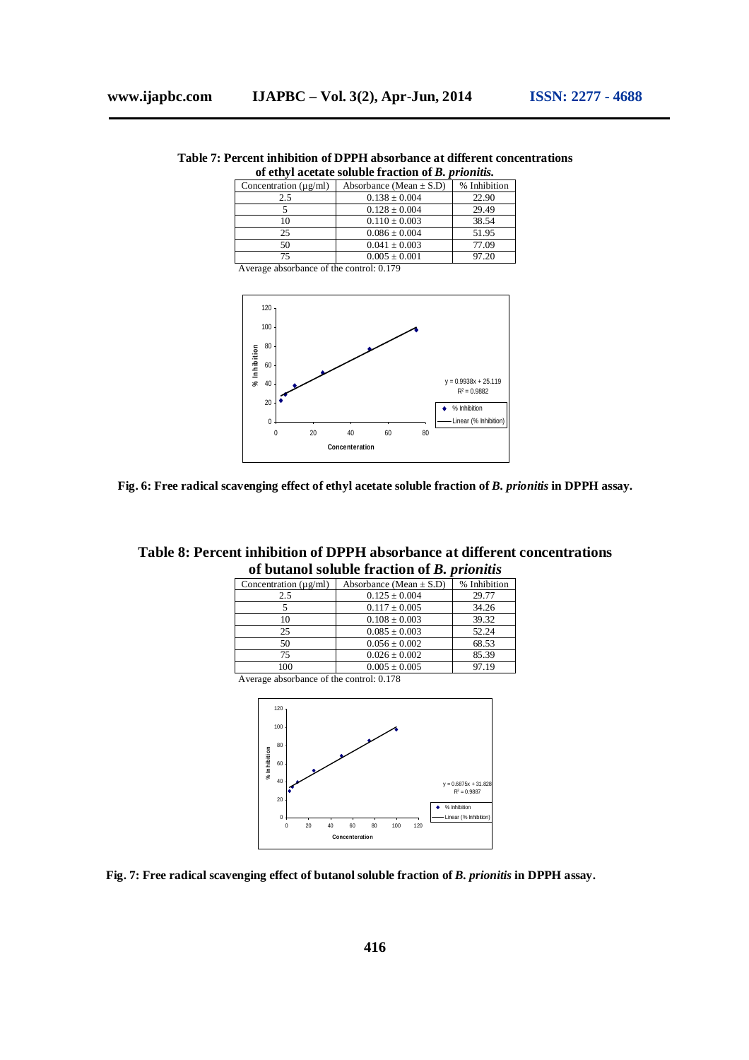**Table 7: Percent inhibition of DPPH absorbance at different concentrations of ethyl acetate soluble fraction of *B. prionitis.***

| Concentration (µg/ml) | Absorbance (Mean ± S.D) | % Inhibition |
|---|---|---|
| 2.5 | 0.138 ± 0.004 | 22.90 |
| 5 | 0.128 ± 0.004 | 29.49 |
| 10 | 0.110 ± 0.003 | 38.54 |
| 25 | 0.086 ± 0.004 | 51.95 |
| 50 | 0.041 ± 0.003 | 77.09 |
| 75 | 0.005 ± 0.001 | 97.20 |

Average absorbance of the control: 0.179

**Fig. 6: Free radical scavenging effect of ethyl acetate soluble fraction of *B. prionitis* in DPPH assay.**

**Table 8: Percent inhibition of DPPH absorbance at different concentrations of butanol soluble fraction of *B. prionitis***

| Concentration (µg/ml) | Absorbance (Mean ± S.D) | % Inhibition |
|---|---|---|
| 2.5 | 0.125 ± 0.004 | 29.77 |
| 5 | 0.117 ± 0.005 | 34.26 |
| 10 | 0.108 ± 0.003 | 39.32 |
| 25 | 0.085 ± 0.003 | 52.24 |
| 50 | 0.056 ± 0.002 | 68.53 |
| 75 | 0.026 ± 0.002 | 85.39 |
| 100 | 0.005 ± 0.005 | 97.19 |

Average absorbance of the control: 0.178

**Fig. 7: Free radical scavenging effect of butanol soluble fraction of *B. prionitis* in DPPH assay.**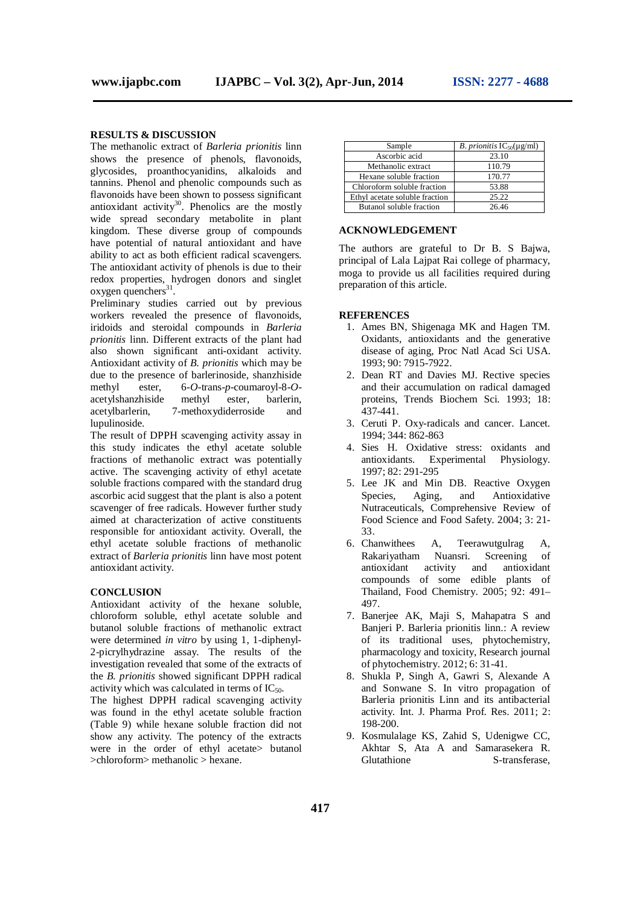## RESULTS & DISCUSSION

The methanolic extract of *Barleria prionitis* linn shows the presence of phenols, flavonoids, glycosides, proanthocyanidins, alkaloids and tannins. Phenol and phenolic compounds such as flavonoids have been shown to possess significant antioxidant activity[30]. Phenolics are the mostly wide spread secondary metabolite in plant kingdom. These diverse group of compounds have potential of natural antioxidant and have ability to act as both efficient radical scavengers. The antioxidant activity of phenols is due to their redox properties, hydrogen donors and singlet oxygen quenchers[31].

Preliminary studies carried out by previous workers revealed the presence of flavonoids, iridoids and steroidal compounds in *Barleria prionitis* linn. Different extracts of the plant had also shown significant anti-oxidant activity. Antioxidant activity of *B. prionitis* which may be due to the presence of barlerinoside, shanzhiside methyl ester, 6-*O*-trans-*p*-coumaroyl-8-*O*-acetylshanzhiside methyl ester, barlerin, acetylbarlerin, 7-methoxydiderroside and lupulinoside.

The result of DPPH scavenging activity assay in this study indicates the ethyl acetate soluble fractions of methanolic extract was potentially active. The scavenging activity of ethyl acetate soluble fractions compared with the standard drug ascorbic acid suggest that the plant is also a potent scavenger of free radicals. However further study aimed at characterization of active constituents responsible for antioxidant activity. Overall, the ethyl acetate soluble fractions of methanolic extract of *Barleria prionitis* linn have most potent antioxidant activity.

## CONCLUSION

Antioxidant activity of the hexane soluble, chloroform soluble, ethyl acetate soluble and butanol soluble fractions of methanolic extract were determined *in vitro* by using 1, 1-diphenyl-2-picrylhydrazine assay. The results of the investigation revealed that some of the extracts of the *B. prionitis* showed significant DPPH radical activity which was calculated in terms of $IC_{50}$.

The highest DPPH radical scavenging activity was found in the ethyl acetate soluble fraction (Table 9) while hexane soluble fraction did not show any activity. The potency of the extracts were in the order of ethyl acetate> butanol >chloroform> methanolic > hexane.

| Sample | *B. prionitis* $IC_{50}$(µg/ml) |
|---|---|
| Ascorbic acid | 23.10 |
| Methanolic extract | 110.79 |
| Hexane soluble fraction | 170.77 |
| Chloroform soluble fraction | 53.88 |
| Ethyl acetate soluble fraction | 25.22 |
| Butanol soluble fraction | 26.46 |

## ACKNOWLEDGEMENT

The authors are grateful to Dr B. S Bajwa, principal of Lala Lajpat Rai college of pharmacy, moga to provide us all facilities required during preparation of this article.

## REFERENCES

1. Ames BN, Shigenaga MK and Hagen TM. Oxidants, antioxidants and the generative disease of aging, Proc Natl Acad Sci USA. 1993; 90: 7915-7922.
2. Dean RT and Davies MJ. Rective species and their accumulation on radical damaged proteins, Trends Biochem Sci. 1993; 18: 437-441.
3. Ceruti P. Oxy-radicals and cancer. Lancet. 1994; 344: 862-863
4. Sies H. Oxidative stress: oxidants and antioxidants. Experimental Physiology. 1997; 82: 291-295
5. Lee JK and Min DB. Reactive Oxygen Species, Aging, and Antioxidative Nutraceuticals, Comprehensive Review of Food Science and Food Safety. 2004; 3: 21-33.
6. Chanwithees A, Teerawutgulrag A, Rakariyatham Nuansri. Screening of antioxidant activity and antioxidant compounds of some edible plants of Thailand, Food Chemistry. 2005; 92: 491–497.
7. Banerjee AK, Maji S, Mahapatra S and Banjeri P. Barleria prionitis linn.: A review of its traditional uses, phytochemistry, pharmacology and toxicity, Research journal of phytochemistry. 2012; 6: 31-41.
8. Shukla P, Singh A, Gawri S, Alexande A and Sonwane S. In vitro propagation of Barleria prionitis Linn and its antibacterial activity. Int. J. Pharma Prof. Res. 2011; 2: 198-200.
9. Kosmulalage KS, Zahid S, Udenigwe CC, Akhtar S, Ata A and Samarasekera R. Glutathione S-transferase,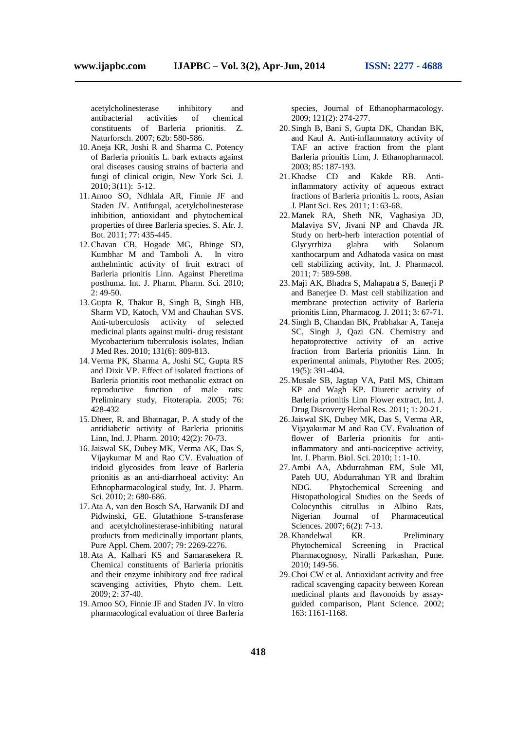acetylcholinesterase inhibitory and antibacterial activities of chemical constituents of Barleria prionitis. Z. Naturforsch. 2007; 62b: 580-586.

10. Aneja KR, Joshi R and Sharma C. Potency of Barleria prionitis L. bark extracts against oral diseases causing strains of bacteria and fungi of clinical origin, New York Sci. J. 2010; 3(11): 5-12.
11. Amoo SO, Ndhlala AR, Finnie JF and Staden JV. Antifungal, acetylcholinesterase inhibition, antioxidant and phytochemical properties of three Barleria species. S. Afr. J. Bot. 2011; 77: 435-445.
12. Chavan CB, Hogade MG, Bhinge SD, Kumbhar M and Tamboli A. In vitro anthelmintic activity of fruit extract of Barleria prionitis Linn. Against Pheretima posthuma. Int. J. Pharm. Pharm. Sci. 2010; 2: 49-50.
13. Gupta R, Thakur B, Singh B, Singh HB, Sharm VD, Katoch, VM and Chauhan SVS. Anti-tuberculosis activity of selected medicinal plants against multi- drug resistant Mycobacterium tuberculosis isolates, Indian J Med Res. 2010; 131(6): 809-813.
14. Verma PK, Sharma A, Joshi SC, Gupta RS and Dixit VP. Effect of isolated fractions of Barleria prionitis root methanolic extract on reproductive function of male rats: Preliminary study, Fitoterapia. 2005; 76: 428-432
15. Dheer, R. and Bhatnagar, P. A study of the antidiabetic activity of Barleria prionitis Linn, Ind. J. Pharm. 2010; 42(2): 70-73.
16. Jaiswal SK, Dubey MK, Verma AK, Das S, Vijaykumar M and Rao CV. Evaluation of iridoid glycosides from leave of Barleria prionitis as an anti-diarrhoeal activity: An Ethnopharmacological study, Int. J. Pharm. Sci. 2010; 2: 680-686.
17. Ata A, van den Bosch SA, Harwanik DJ and Pidwinski, GE. Glutathione S-transferase and acetylcholinesterase-inhibiting natural products from medicinally important plants, Pure Appl. Chem. 2007; 79: 2269-2276.
18. Ata A, Kalhari KS and Samarasekera R. Chemical constituents of Barleria prionitis and their enzyme inhibitory and free radical scavenging activities, Phyto chem. Lett. 2009; 2: 37-40.
19. Amoo SO, Finnie JF and Staden JV. In vitro pharmacological evaluation of three Barleria species, Journal of Ethanopharmacology. 2009; 121(2): 274-277.
20. Singh B, Bani S, Gupta DK, Chandan BK, and Kaul A. Anti-inflammatory activity of TAF an active fraction from the plant Barleria prionitis Linn, J. Ethanopharmacol. 2003; 85: 187-193.
21. Khadse CD and Kakde RB. Anti-inflammatory activity of aqueous extract fractions of Barleria prionitis L. roots, Asian J. Plant Sci. Res. 2011; 1: 63-68.
22. Manek RA, Sheth NR, Vaghasiya JD, Malaviya SV, Jivani NP and Chavda JR. Study on herb-herb interaction potential of Glycyrrhiza glabra with Solanum xanthocarpum and Adhatoda vasica on mast cell stabilizing activity, Int. J. Pharmacol. 2011; 7: 589-598.
23. Maji AK, Bhadra S, Mahapatra S, Banerji P and Banerjee D. Mast cell stabilization and membrane protection activity of Barleria prionitis Linn, Pharmacog. J. 2011; 3: 67-71.
24. Singh B, Chandan BK, Prabhakar A, Taneja SC, Singh J, Qazi GN. Chemistry and hepatoprotective activity of an active fraction from Barleria prionitis Linn. In experimental animals, Phytother Res. 2005; 19(5): 391-404.
25. Musale SB, Jagtap VA, Patil MS, Chittam KP and Wagh KP. Diuretic activity of Barleria prionitis Linn Flower extract, Int. J. Drug Discovery Herbal Res. 2011; 1: 20-21.
26. Jaiswal SK, Dubey MK, Das S, Verma AR, Vijayakumar M and Rao CV. Evaluation of flower of Barleria prionitis for anti-inflammatory and anti-nociceptive activity, Int. J. Pharm. Biol. Sci. 2010; 1: 1-10.
27. Ambi AA, Abdurrahman EM, Sule MI, Pateh UU, Abdurrahman YR and Ibrahim NDG. Phytochemical Screening and Histopathological Studies on the Seeds of Colocynthis citrullus in Albino Rats, Nigerian Journal of Pharmaceutical Sciences. 2007; 6(2): 7-13.
28. Khandelwal KR. Preliminary Phytochemical Screening in Practical Pharmacognosy, Niralli Parkashan, Pune. 2010; 149-56.
29. Choi CW et al. Antioxidant activity and free radical scavenging capacity between Korean medicinal plants and flavonoids by assay-guided comparison, Plant Science. 2002; 163: 1161-1168.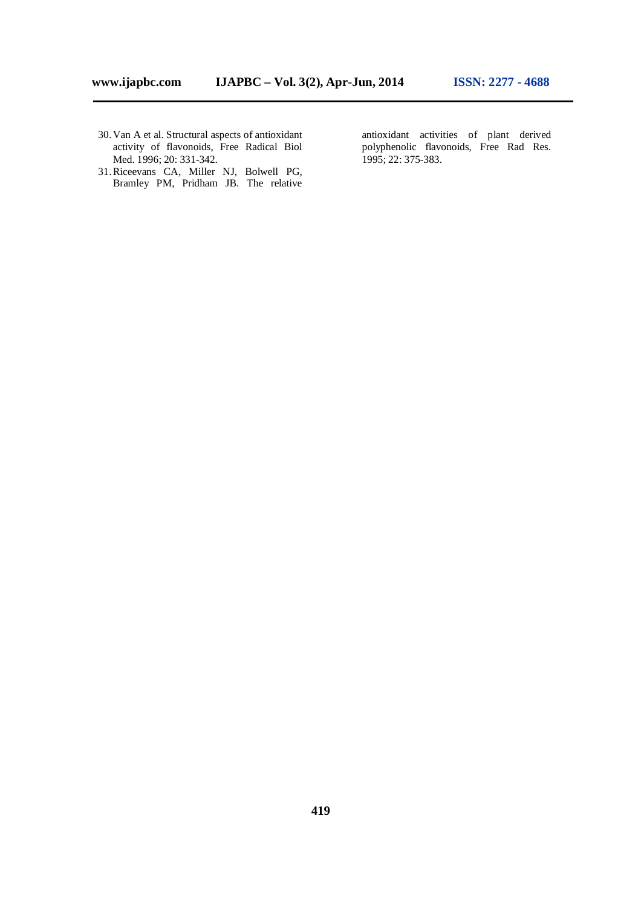30. Van A et al. Structural aspects of antioxidant activity of flavonoids, Free Radical Biol Med. 1996; 20: 331-342.
31. Riceevans CA, Miller NJ, Bolwell PG, Bramley PM, Pridham JB. The relative antioxidant activities of plant derived polyphenolic flavonoids, Free Rad Res. 1995; 22: 375-383.